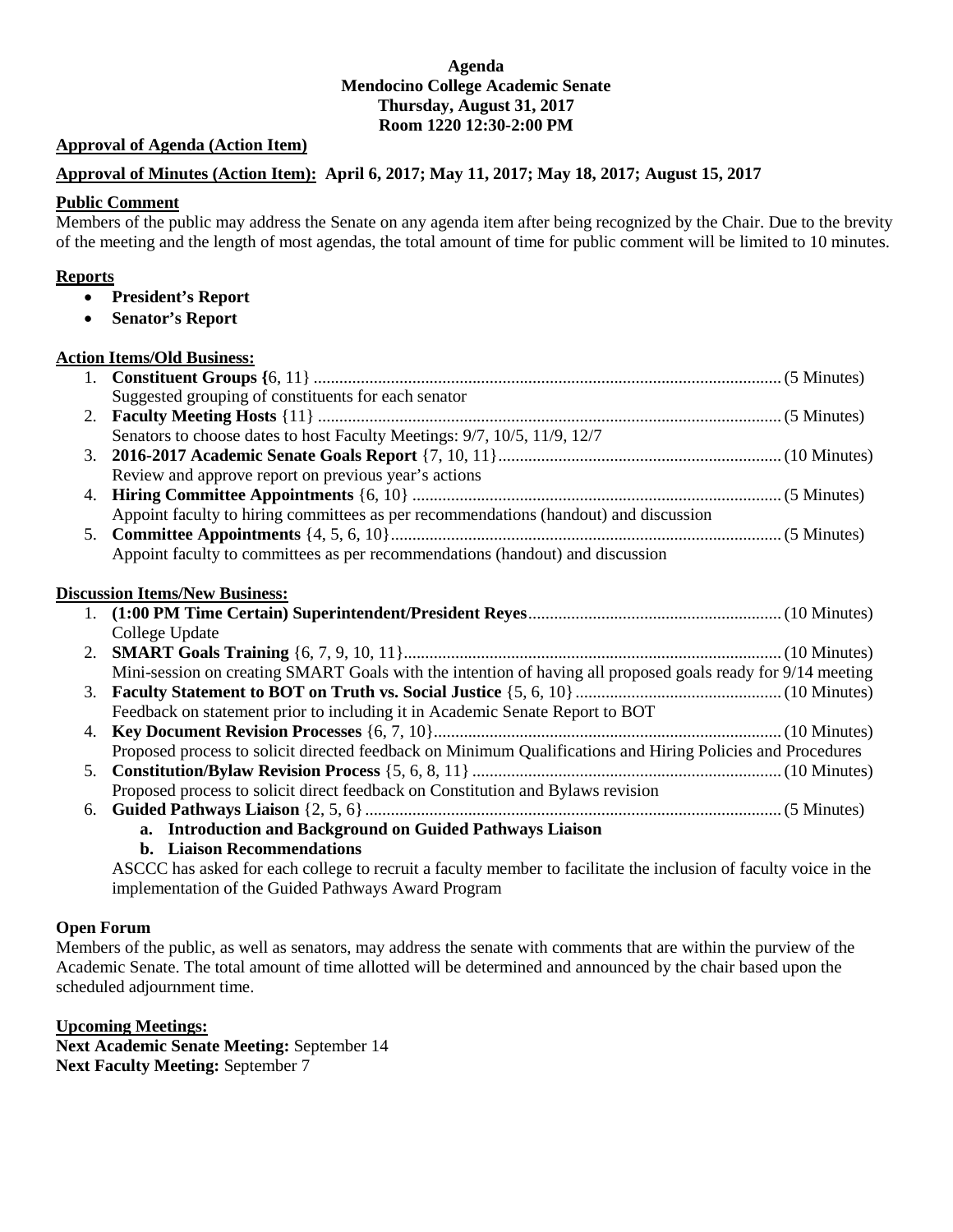**Agenda**
**Mendocino College Academic Senate**
**Thursday, August 31, 2017**
**Room 1220 12:30-2:00 PM**

**Approval of Agenda (Action Item)**

**Approval of Minutes (Action Item): April 6, 2017; May 11, 2017; May 18, 2017; August 15, 2017**

**Public Comment**

Members of the public may address the Senate on any agenda item after being recognized by the Chair. Due to the brevity of the meeting and the length of most agendas, the total amount of time for public comment will be limited to 10 minutes.

**Reports**

- **President's Report**
- **Senator's Report**

**Action Items/Old Business:**

1. **Constituent Groups {**6, 11} ............ (5 Minutes)
   Suggested grouping of constituents for each senator
2. **Faculty Meeting Hosts** {11} ............ (5 Minutes)
   Senators to choose dates to host Faculty Meetings: 9/7, 10/5, 11/9, 12/7
3. **2016-2017 Academic Senate Goals Report** {7, 10, 11} ............ (10 Minutes)
   Review and approve report on previous year's actions
4. **Hiring Committee Appointments** {6, 10} ............ (5 Minutes)
   Appoint faculty to hiring committees as per recommendations (handout) and discussion
5. **Committee Appointments** {4, 5, 6, 10} ............ (5 Minutes)
   Appoint faculty to committees as per recommendations (handout) and discussion

**Discussion Items/New Business:**

1. **(1:00 PM Time Certain) Superintendent/President Reyes** ............ (10 Minutes)
   College Update
2. **SMART Goals Training** {6, 7, 9, 10, 11} ............ (10 Minutes)
   Mini-session on creating SMART Goals with the intention of having all proposed goals ready for 9/14 meeting
3. **Faculty Statement to BOT on Truth vs. Social Justice** {5, 6, 10} ............ (10 Minutes)
   Feedback on statement prior to including it in Academic Senate Report to BOT
4. **Key Document Revision Processes** {6, 7, 10} ............ (10 Minutes)
   Proposed process to solicit directed feedback on Minimum Qualifications and Hiring Policies and Procedures
5. **Constitution/Bylaw Revision Process** {5, 6, 8, 11} ............ (10 Minutes)
   Proposed process to solicit direct feedback on Constitution and Bylaws revision
6. **Guided Pathways Liaison** {2, 5, 6} ............ (5 Minutes)
   a. **Introduction and Background on Guided Pathways Liaison**
   b. **Liaison Recommendations**

   ASCCC has asked for each college to recruit a faculty member to facilitate the inclusion of faculty voice in the implementation of the Guided Pathways Award Program

**Open Forum**

Members of the public, as well as senators, may address the senate with comments that are within the purview of the Academic Senate. The total amount of time allotted will be determined and announced by the chair based upon the scheduled adjournment time.

**Upcoming Meetings:**

**Next Academic Senate Meeting:** September 14
**Next Faculty Meeting:** September 7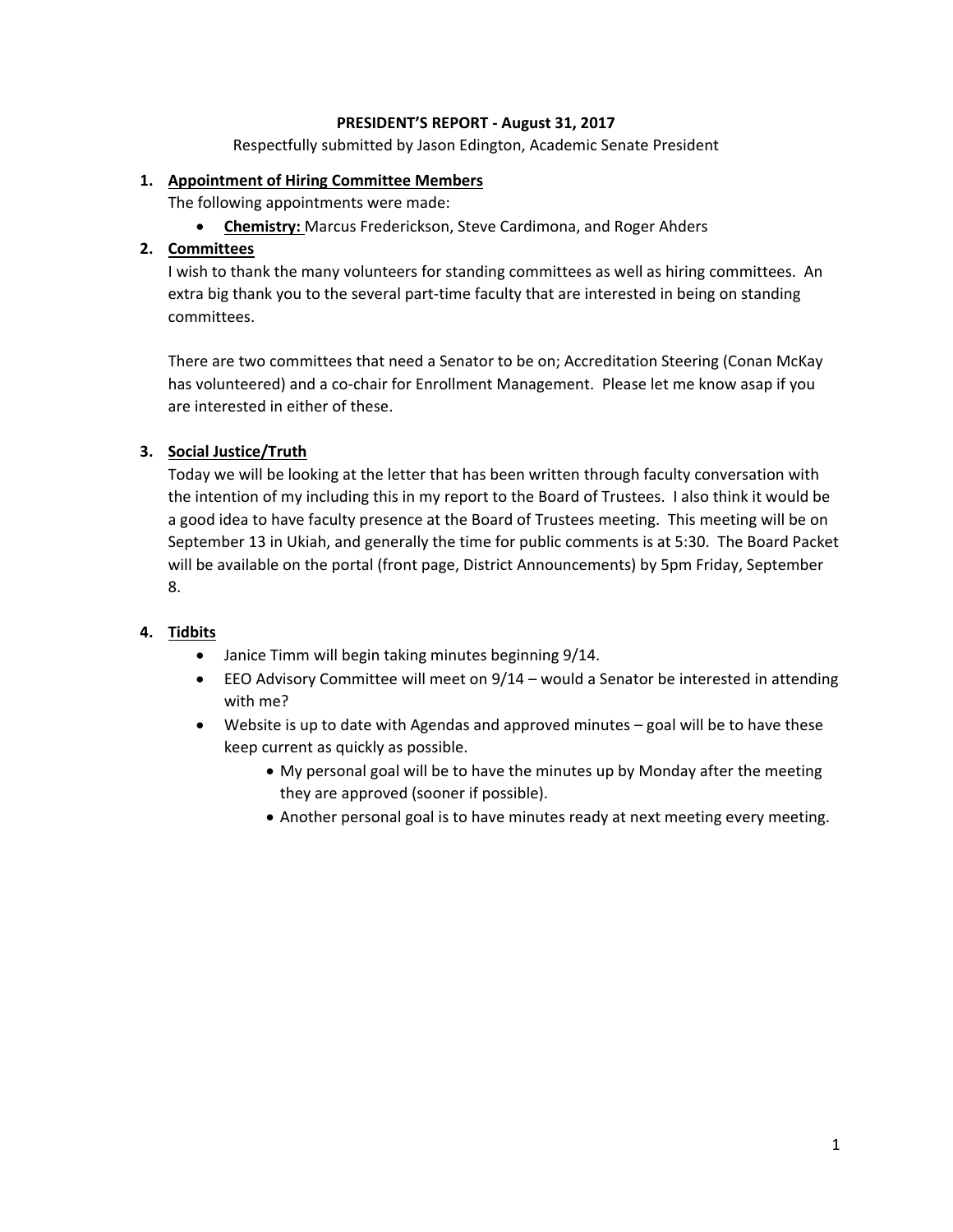**PRESIDENT'S REPORT - August 31, 2017**

Respectfully submitted by Jason Edington, Academic Senate President

1. **Appointment of Hiring Committee Members**

   The following appointments were made:

   - **Chemistry:** Marcus Frederickson, Steve Cardimona, and Roger Ahders

2. **Committees**

   I wish to thank the many volunteers for standing committees as well as hiring committees. An extra big thank you to the several part-time faculty that are interested in being on standing committees.

   There are two committees that need a Senator to be on; Accreditation Steering (Conan McKay has volunteered) and a co-chair for Enrollment Management. Please let me know asap if you are interested in either of these.

3. **Social Justice/Truth**

   Today we will be looking at the letter that has been written through faculty conversation with the intention of my including this in my report to the Board of Trustees. I also think it would be a good idea to have faculty presence at the Board of Trustees meeting. This meeting will be on September 13 in Ukiah, and generally the time for public comments is at 5:30. The Board Packet will be available on the portal (front page, District Announcements) by 5pm Friday, September 8.

4. **Tidbits**

   - Janice Timm will begin taking minutes beginning 9/14.
   - EEO Advisory Committee will meet on 9/14 – would a Senator be interested in attending with me?
   - Website is up to date with Agendas and approved minutes – goal will be to have these keep current as quickly as possible.
     - My personal goal will be to have the minutes up by Monday after the meeting they are approved (sooner if possible).
     - Another personal goal is to have minutes ready at next meeting every meeting.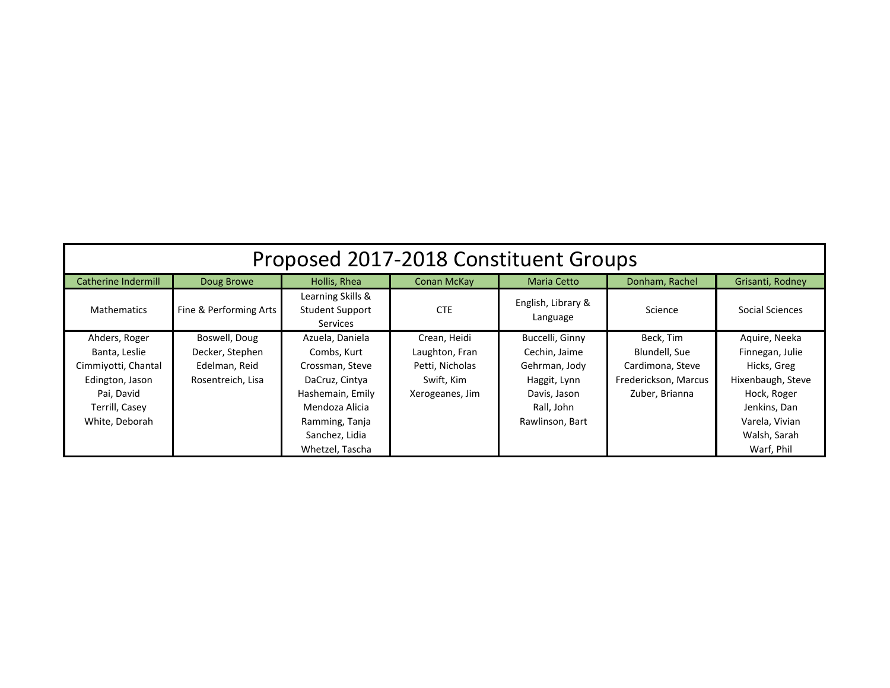# Proposed 2017-2018 Constituent Groups

| Catherine Indermill | Doug Browe | Hollis, Rhea | Conan McKay | Maria Cetto | Donham, Rachel | Grisanti, Rodney |
|---|---|---|---|---|---|---|
| Mathematics | Fine & Performing Arts | Learning Skills & Student Support Services | CTE | English, Library & Language | Science | Social Sciences |
| Ahders, Roger | Boswell, Doug | Azuela, Daniela | Crean, Heidi | Buccelli, Ginny | Beck, Tim | Aquire, Neeka |
| Banta, Leslie | Decker, Stephen | Combs, Kurt | Laughton, Fran | Cechin, Jaime | Blundell, Sue | Finnegan, Julie |
| Cimmiyotti, Chantal | Edelman, Reid | Crossman, Steve | Petti, Nicholas | Gehrman, Jody | Cardimona, Steve | Hicks, Greg |
| Edington, Jason | Rosentreich, Lisa | DaCruz, Cintya | Swift, Kim | Haggit, Lynn | Frederickson, Marcus | Hixenbaugh, Steve |
| Pai, David | | Hashemain, Emily | Xerogeanes, Jim | Davis, Jason | Zuber, Brianna | Hock, Roger |
| Terrill, Casey | | Mendoza Alicia | | Rall, John | | Jenkins, Dan |
| White, Deborah | | Ramming, Tanja | | Rawlinson, Bart | | Varela, Vivian |
| | | Sanchez, Lidia | | | | Walsh, Sarah |
| | | Whetzel, Tascha | | | | Warf, Phil |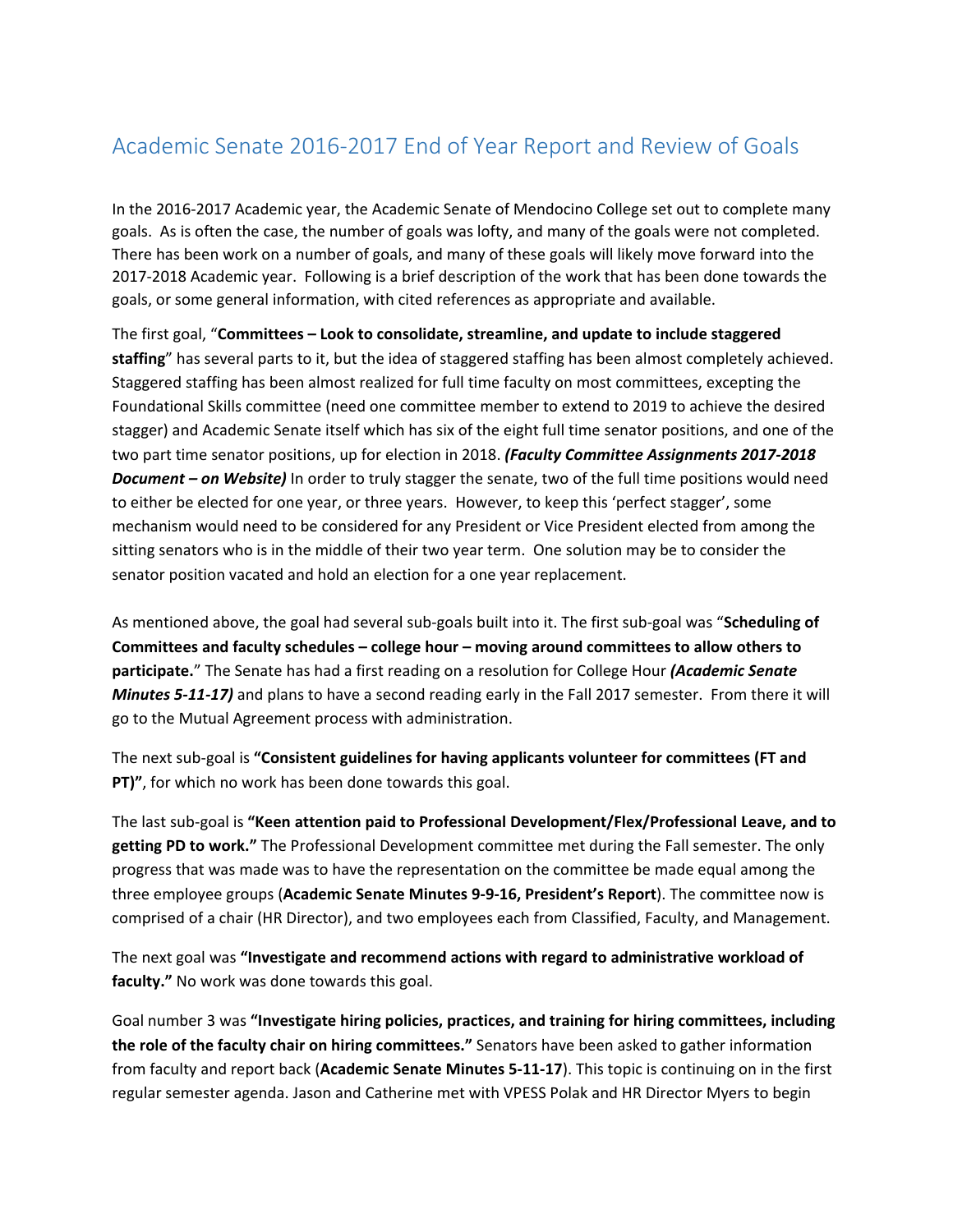# Academic Senate 2016-2017 End of Year Report and Review of Goals

In the 2016-2017 Academic year, the Academic Senate of Mendocino College set out to complete many goals. As is often the case, the number of goals was lofty, and many of the goals were not completed. There has been work on a number of goals, and many of these goals will likely move forward into the 2017-2018 Academic year. Following is a brief description of the work that has been done towards the goals, or some general information, with cited references as appropriate and available.

The first goal, "**Committees – Look to consolidate, streamline, and update to include staggered staffing**" has several parts to it, but the idea of staggered staffing has been almost completely achieved. Staggered staffing has been almost realized for full time faculty on most committees, excepting the Foundational Skills committee (need one committee member to extend to 2019 to achieve the desired stagger) and Academic Senate itself which has six of the eight full time senator positions, and one of the two part time senator positions, up for election in 2018. ***(Faculty Committee Assignments 2017-2018 Document – on Website)*** In order to truly stagger the senate, two of the full time positions would need to either be elected for one year, or three years. However, to keep this 'perfect stagger', some mechanism would need to be considered for any President or Vice President elected from among the sitting senators who is in the middle of their two year term. One solution may be to consider the senator position vacated and hold an election for a one year replacement.

As mentioned above, the goal had several sub-goals built into it. The first sub-goal was "**Scheduling of Committees and faculty schedules – college hour – moving around committees to allow others to participate.**" The Senate has had a first reading on a resolution for College Hour ***(Academic Senate Minutes 5-11-17)*** and plans to have a second reading early in the Fall 2017 semester. From there it will go to the Mutual Agreement process with administration.

The next sub-goal is **"Consistent guidelines for having applicants volunteer for committees (FT and PT)"**, for which no work has been done towards this goal.

The last sub-goal is **"Keen attention paid to Professional Development/Flex/Professional Leave, and to getting PD to work."** The Professional Development committee met during the Fall semester. The only progress that was made was to have the representation on the committee be made equal among the three employee groups (**Academic Senate Minutes 9-9-16, President's Report**). The committee now is comprised of a chair (HR Director), and two employees each from Classified, Faculty, and Management.

The next goal was **"Investigate and recommend actions with regard to administrative workload of faculty."** No work was done towards this goal.

Goal number 3 was **"Investigate hiring policies, practices, and training for hiring committees, including the role of the faculty chair on hiring committees."** Senators have been asked to gather information from faculty and report back (**Academic Senate Minutes 5-11-17**). This topic is continuing on in the first regular semester agenda. Jason and Catherine met with VPESS Polak and HR Director Myers to begin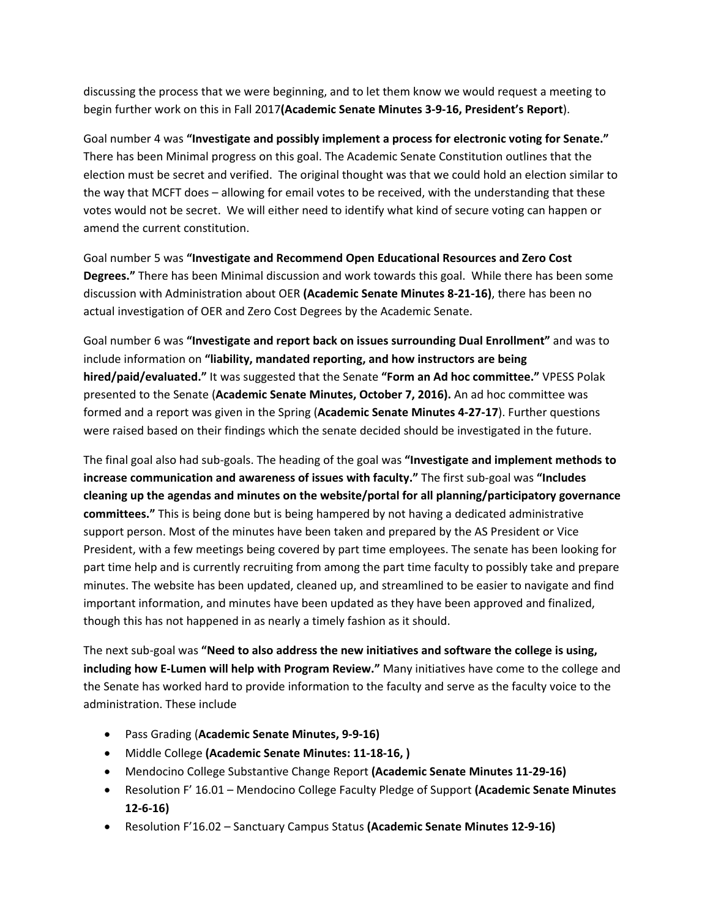discussing the process that we were beginning, and to let them know we would request a meeting to begin further work on this in Fall 2017**(Academic Senate Minutes 3-9-16, President's Report**).

Goal number 4 was **"Investigate and possibly implement a process for electronic voting for Senate."** There has been Minimal progress on this goal. The Academic Senate Constitution outlines that the election must be secret and verified. The original thought was that we could hold an election similar to the way that MCFT does – allowing for email votes to be received, with the understanding that these votes would not be secret. We will either need to identify what kind of secure voting can happen or amend the current constitution.

Goal number 5 was **"Investigate and Recommend Open Educational Resources and Zero Cost Degrees."** There has been Minimal discussion and work towards this goal. While there has been some discussion with Administration about OER **(Academic Senate Minutes 8-21-16)**, there has been no actual investigation of OER and Zero Cost Degrees by the Academic Senate.

Goal number 6 was **"Investigate and report back on issues surrounding Dual Enrollment"** and was to include information on **"liability, mandated reporting, and how instructors are being hired/paid/evaluated."** It was suggested that the Senate **"Form an Ad hoc committee."** VPESS Polak presented to the Senate (**Academic Senate Minutes, October 7, 2016).** An ad hoc committee was formed and a report was given in the Spring (**Academic Senate Minutes 4-27-17**). Further questions were raised based on their findings which the senate decided should be investigated in the future.

The final goal also had sub-goals. The heading of the goal was **"Investigate and implement methods to increase communication and awareness of issues with faculty."** The first sub-goal was **"Includes cleaning up the agendas and minutes on the website/portal for all planning/participatory governance committees."** This is being done but is being hampered by not having a dedicated administrative support person. Most of the minutes have been taken and prepared by the AS President or Vice President, with a few meetings being covered by part time employees. The senate has been looking for part time help and is currently recruiting from among the part time faculty to possibly take and prepare minutes. The website has been updated, cleaned up, and streamlined to be easier to navigate and find important information, and minutes have been updated as they have been approved and finalized, though this has not happened in as nearly a timely fashion as it should.

The next sub-goal was **"Need to also address the new initiatives and software the college is using, including how E-Lumen will help with Program Review."** Many initiatives have come to the college and the Senate has worked hard to provide information to the faculty and serve as the faculty voice to the administration. These include

- Pass Grading (**Academic Senate Minutes, 9-9-16)**
- Middle College **(Academic Senate Minutes: 11-18-16, )**
- Mendocino College Substantive Change Report **(Academic Senate Minutes 11-29-16)**
- Resolution F' 16.01 – Mendocino College Faculty Pledge of Support **(Academic Senate Minutes 12-6-16)**
- Resolution F'16.02 – Sanctuary Campus Status **(Academic Senate Minutes 12-9-16)**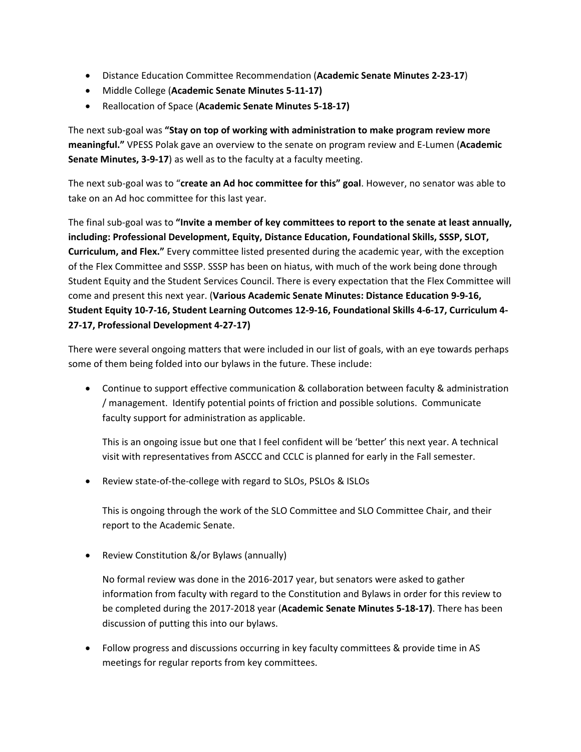- Distance Education Committee Recommendation (**Academic Senate Minutes 2-23-17**)
- Middle College (**Academic Senate Minutes 5-11-17)**
- Reallocation of Space (**Academic Senate Minutes 5-18-17)**

The next sub-goal was **"Stay on top of working with administration to make program review more meaningful."** VPESS Polak gave an overview to the senate on program review and E-Lumen (**Academic Senate Minutes, 3-9-17**) as well as to the faculty at a faculty meeting.

The next sub-goal was to "**create an Ad hoc committee for this" goal**. However, no senator was able to take on an Ad hoc committee for this last year.

The final sub-goal was to **"Invite a member of key committees to report to the senate at least annually, including: Professional Development, Equity, Distance Education, Foundational Skills, SSSP, SLOT, Curriculum, and Flex."** Every committee listed presented during the academic year, with the exception of the Flex Committee and SSSP. SSSP has been on hiatus, with much of the work being done through Student Equity and the Student Services Council. There is every expectation that the Flex Committee will come and present this next year. (**Various Academic Senate Minutes: Distance Education 9-9-16, Student Equity 10-7-16, Student Learning Outcomes 12-9-16, Foundational Skills 4-6-17, Curriculum 4-27-17, Professional Development 4-27-17)**

There were several ongoing matters that were included in our list of goals, with an eye towards perhaps some of them being folded into our bylaws in the future. These include:

- Continue to support effective communication & collaboration between faculty & administration / management. Identify potential points of friction and possible solutions. Communicate faculty support for administration as applicable.

  This is an ongoing issue but one that I feel confident will be 'better' this next year. A technical visit with representatives from ASCCC and CCLC is planned for early in the Fall semester.

- Review state-of-the-college with regard to SLOs, PSLOs & ISLOs

  This is ongoing through the work of the SLO Committee and SLO Committee Chair, and their report to the Academic Senate.

- Review Constitution &/or Bylaws (annually)

  No formal review was done in the 2016-2017 year, but senators were asked to gather information from faculty with regard to the Constitution and Bylaws in order for this review to be completed during the 2017-2018 year (**Academic Senate Minutes 5-18-17)**. There has been discussion of putting this into our bylaws.

- Follow progress and discussions occurring in key faculty committees & provide time in AS meetings for regular reports from key committees.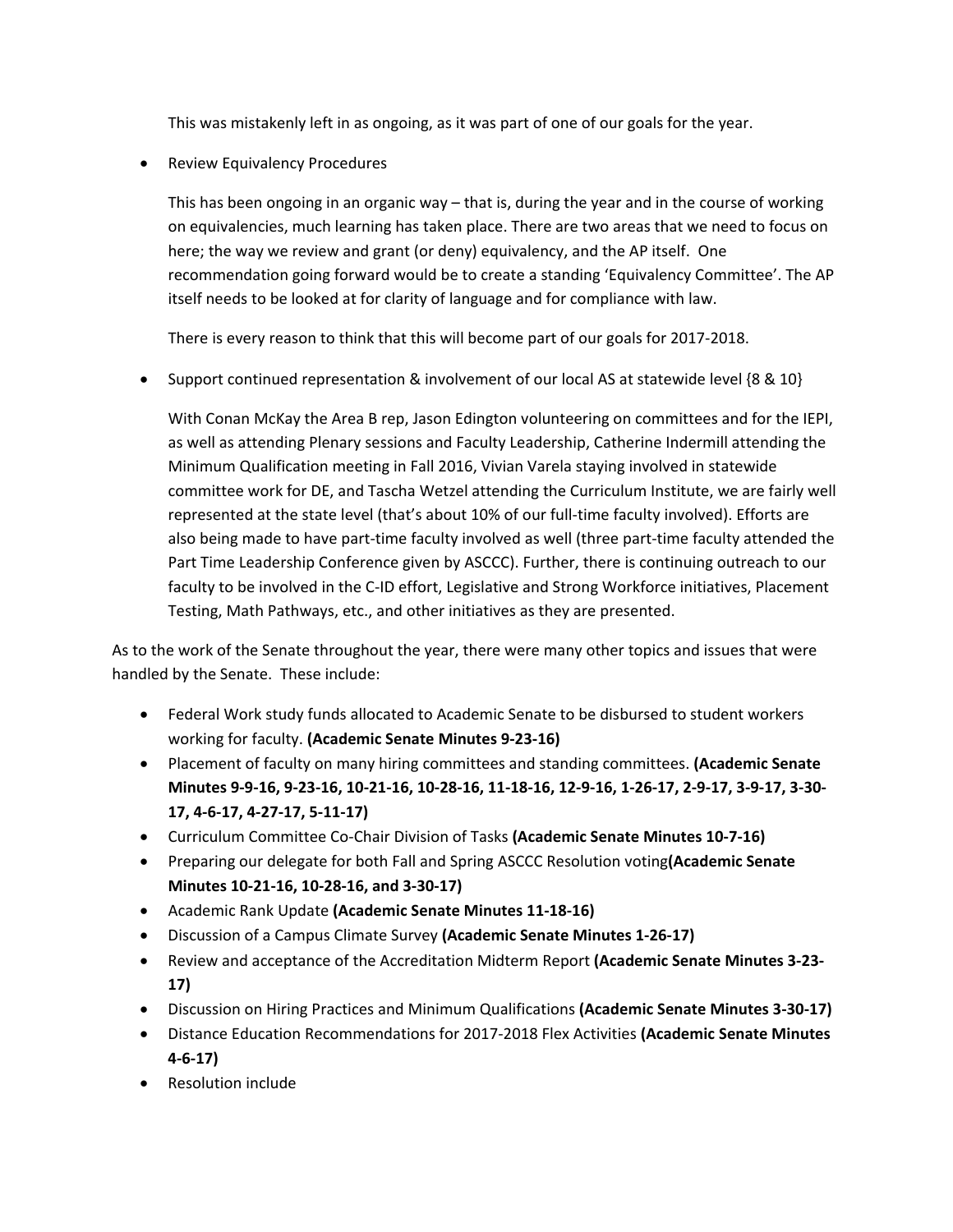This was mistakenly left in as ongoing, as it was part of one of our goals for the year.

- Review Equivalency Procedures

  This has been ongoing in an organic way – that is, during the year and in the course of working on equivalencies, much learning has taken place. There are two areas that we need to focus on here; the way we review and grant (or deny) equivalency, and the AP itself. One recommendation going forward would be to create a standing 'Equivalency Committee'. The AP itself needs to be looked at for clarity of language and for compliance with law.

  There is every reason to think that this will become part of our goals for 2017-2018.

- Support continued representation & involvement of our local AS at statewide level {8 & 10}

  With Conan McKay the Area B rep, Jason Edington volunteering on committees and for the IEPI, as well as attending Plenary sessions and Faculty Leadership, Catherine Indermill attending the Minimum Qualification meeting in Fall 2016, Vivian Varela staying involved in statewide committee work for DE, and Tascha Wetzel attending the Curriculum Institute, we are fairly well represented at the state level (that's about 10% of our full-time faculty involved). Efforts are also being made to have part-time faculty involved as well (three part-time faculty attended the Part Time Leadership Conference given by ASCCC). Further, there is continuing outreach to our faculty to be involved in the C-ID effort, Legislative and Strong Workforce initiatives, Placement Testing, Math Pathways, etc., and other initiatives as they are presented.

As to the work of the Senate throughout the year, there were many other topics and issues that were handled by the Senate. These include:

- Federal Work study funds allocated to Academic Senate to be disbursed to student workers working for faculty. **(Academic Senate Minutes 9-23-16)**
- Placement of faculty on many hiring committees and standing committees. **(Academic Senate Minutes 9-9-16, 9-23-16, 10-21-16, 10-28-16, 11-18-16, 12-9-16, 1-26-17, 2-9-17, 3-9-17, 3-30-17, 4-6-17, 4-27-17, 5-11-17)**
- Curriculum Committee Co-Chair Division of Tasks **(Academic Senate Minutes 10-7-16)**
- Preparing our delegate for both Fall and Spring ASCCC Resolution voting**(Academic Senate Minutes 10-21-16, 10-28-16, and 3-30-17)**
- Academic Rank Update **(Academic Senate Minutes 11-18-16)**
- Discussion of a Campus Climate Survey **(Academic Senate Minutes 1-26-17)**
- Review and acceptance of the Accreditation Midterm Report **(Academic Senate Minutes 3-23-17)**
- Discussion on Hiring Practices and Minimum Qualifications **(Academic Senate Minutes 3-30-17)**
- Distance Education Recommendations for 2017-2018 Flex Activities **(Academic Senate Minutes 4-6-17)**
- Resolution include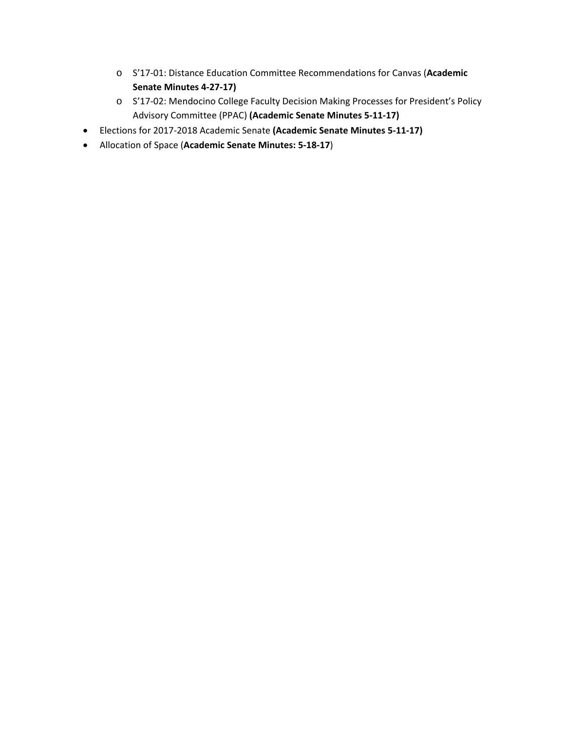- S’17-01: Distance Education Committee Recommendations for Canvas (**Academic Senate Minutes 4-27-17)**
  - S’17-02: Mendocino College Faculty Decision Making Processes for President’s Policy Advisory Committee (PPAC) **(Academic Senate Minutes 5-11-17)**
- Elections for 2017-2018 Academic Senate **(Academic Senate Minutes 5-11-17)**
- Allocation of Space (**Academic Senate Minutes: 5-18-17**)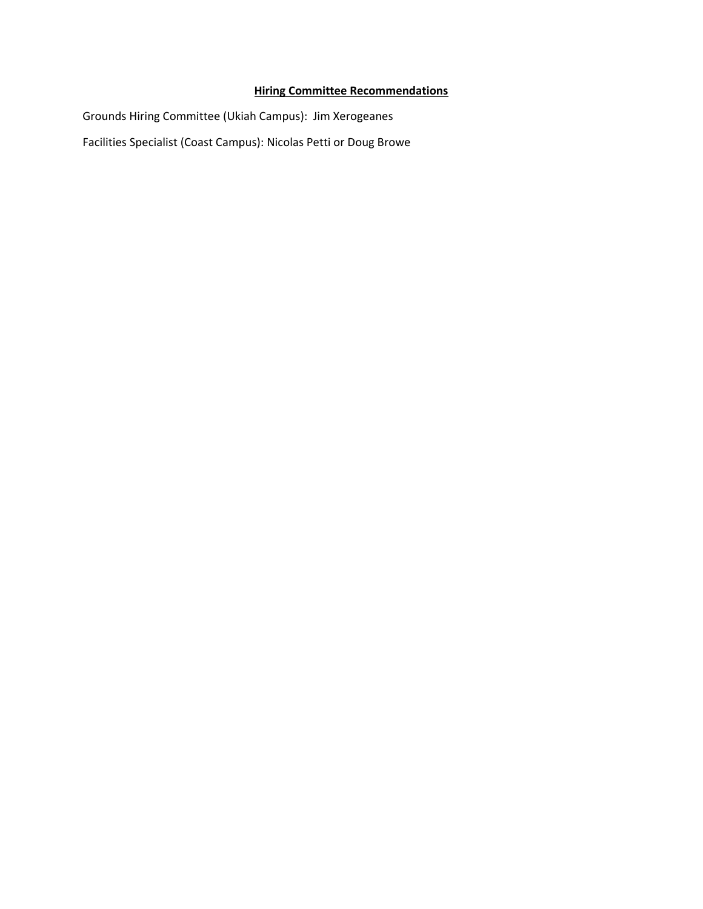# **Hiring Committee Recommendations**

Grounds Hiring Committee (Ukiah Campus): Jim Xerogeanes

Facilities Specialist (Coast Campus): Nicolas Petti or Doug Browe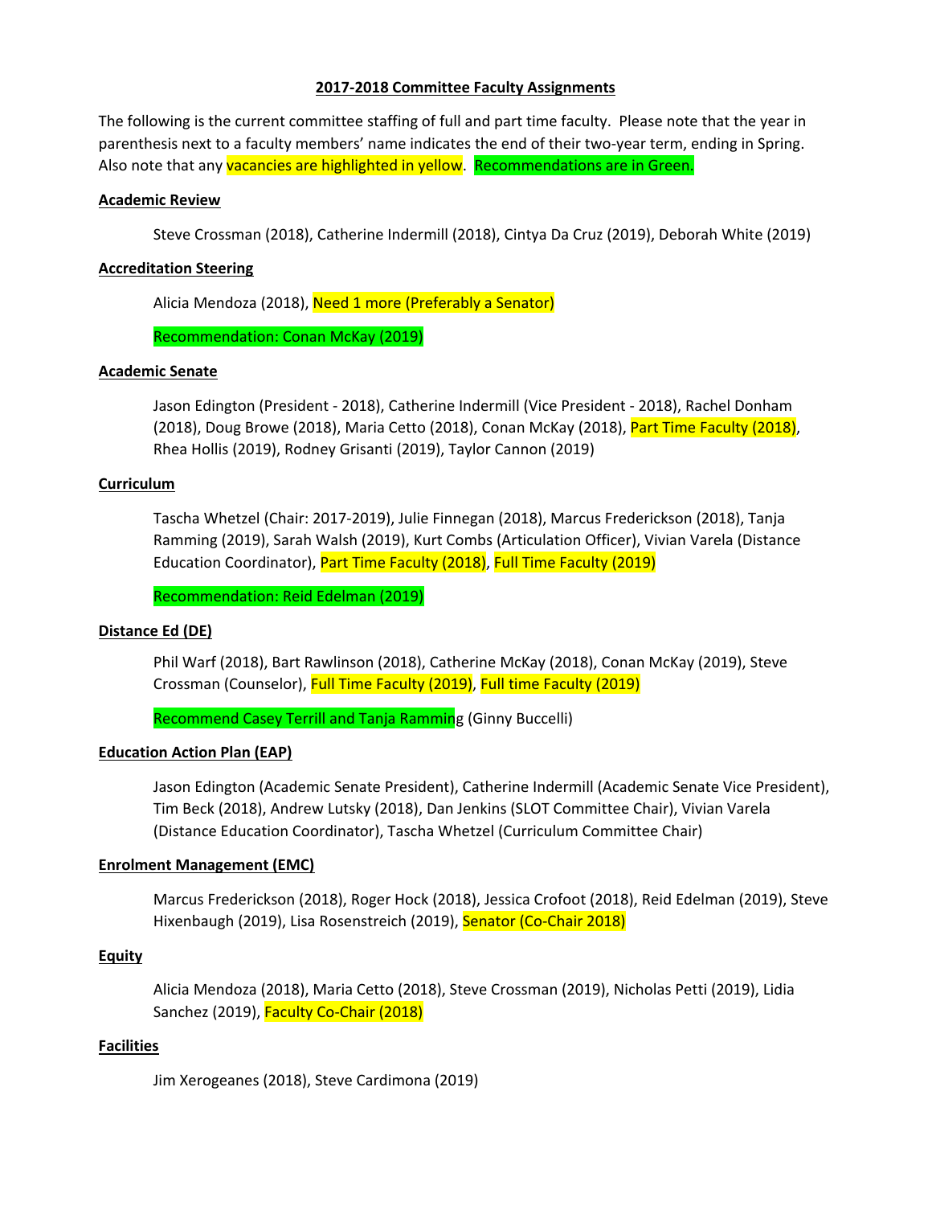**2017-2018 Committee Faculty Assignments**

The following is the current committee staffing of full and part time faculty. Please note that the year in parenthesis next to a faculty members' name indicates the end of their two-year term, ending in Spring. Also note that any vacancies are highlighted in yellow. Recommendations are in Green.

**Academic Review**

Steve Crossman (2018), Catherine Indermill (2018), Cintya Da Cruz (2019), Deborah White (2019)

**Accreditation Steering**

Alicia Mendoza (2018), Need 1 more (Preferably a Senator)

Recommendation: Conan McKay (2019)

**Academic Senate**

Jason Edington (President - 2018), Catherine Indermill (Vice President - 2018), Rachel Donham (2018), Doug Browe (2018), Maria Cetto (2018), Conan McKay (2018), Part Time Faculty (2018), Rhea Hollis (2019), Rodney Grisanti (2019), Taylor Cannon (2019)

**Curriculum**

Tascha Whetzel (Chair: 2017-2019), Julie Finnegan (2018), Marcus Frederickson (2018), Tanja Ramming (2019), Sarah Walsh (2019), Kurt Combs (Articulation Officer), Vivian Varela (Distance Education Coordinator), Part Time Faculty (2018), Full Time Faculty (2019)

Recommendation: Reid Edelman (2019)

**Distance Ed (DE)**

Phil Warf (2018), Bart Rawlinson (2018), Catherine McKay (2018), Conan McKay (2019), Steve Crossman (Counselor), Full Time Faculty (2019), Full time Faculty (2019)

Recommend Casey Terrill and Tanja Ramming (Ginny Buccelli)

**Education Action Plan (EAP)**

Jason Edington (Academic Senate President), Catherine Indermill (Academic Senate Vice President), Tim Beck (2018), Andrew Lutsky (2018), Dan Jenkins (SLOT Committee Chair), Vivian Varela (Distance Education Coordinator), Tascha Whetzel (Curriculum Committee Chair)

**Enrolment Management (EMC)**

Marcus Frederickson (2018), Roger Hock (2018), Jessica Crofoot (2018), Reid Edelman (2019), Steve Hixenbaugh (2019), Lisa Rosenstreich (2019), Senator (Co-Chair 2018)

**Equity**

Alicia Mendoza (2018), Maria Cetto (2018), Steve Crossman (2019), Nicholas Petti (2019), Lidia Sanchez (2019), Faculty Co-Chair (2018)

**Facilities**

Jim Xerogeanes (2018), Steve Cardimona (2019)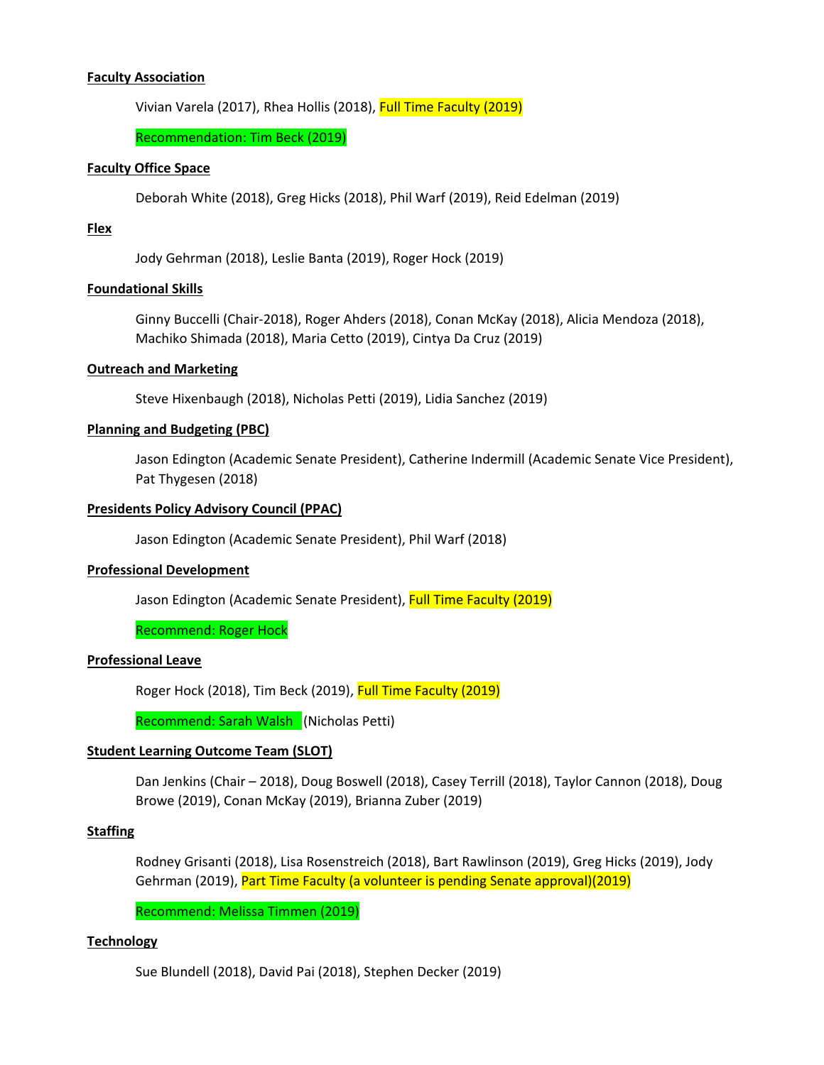**Faculty Association**

Vivian Varela (2017), Rhea Hollis (2018), Full Time Faculty (2019)

Recommendation: Tim Beck (2019)

**Faculty Office Space**

Deborah White (2018), Greg Hicks (2018), Phil Warf (2019), Reid Edelman (2019)

**Flex**

Jody Gehrman (2018), Leslie Banta (2019), Roger Hock (2019)

**Foundational Skills**

Ginny Buccelli (Chair-2018), Roger Ahders (2018), Conan McKay (2018), Alicia Mendoza (2018), Machiko Shimada (2018), Maria Cetto (2019), Cintya Da Cruz (2019)

**Outreach and Marketing**

Steve Hixenbaugh (2018), Nicholas Petti (2019), Lidia Sanchez (2019)

**Planning and Budgeting (PBC)**

Jason Edington (Academic Senate President), Catherine Indermill (Academic Senate Vice President), Pat Thygesen (2018)

**Presidents Policy Advisory Council (PPAC)**

Jason Edington (Academic Senate President), Phil Warf (2018)

**Professional Development**

Jason Edington (Academic Senate President), Full Time Faculty (2019)

Recommend: Roger Hock

**Professional Leave**

Roger Hock (2018), Tim Beck (2019), Full Time Faculty (2019)

Recommend: Sarah Walsh (Nicholas Petti)

**Student Learning Outcome Team (SLOT)**

Dan Jenkins (Chair – 2018), Doug Boswell (2018), Casey Terrill (2018), Taylor Cannon (2018), Doug Browe (2019), Conan McKay (2019), Brianna Zuber (2019)

**Staffing**

Rodney Grisanti (2018), Lisa Rosenstreich (2018), Bart Rawlinson (2019), Greg Hicks (2019), Jody Gehrman (2019), Part Time Faculty (a volunteer is pending Senate approval)(2019)

Recommend: Melissa Timmen (2019)

**Technology**

Sue Blundell (2018), David Pai (2018), Stephen Decker (2019)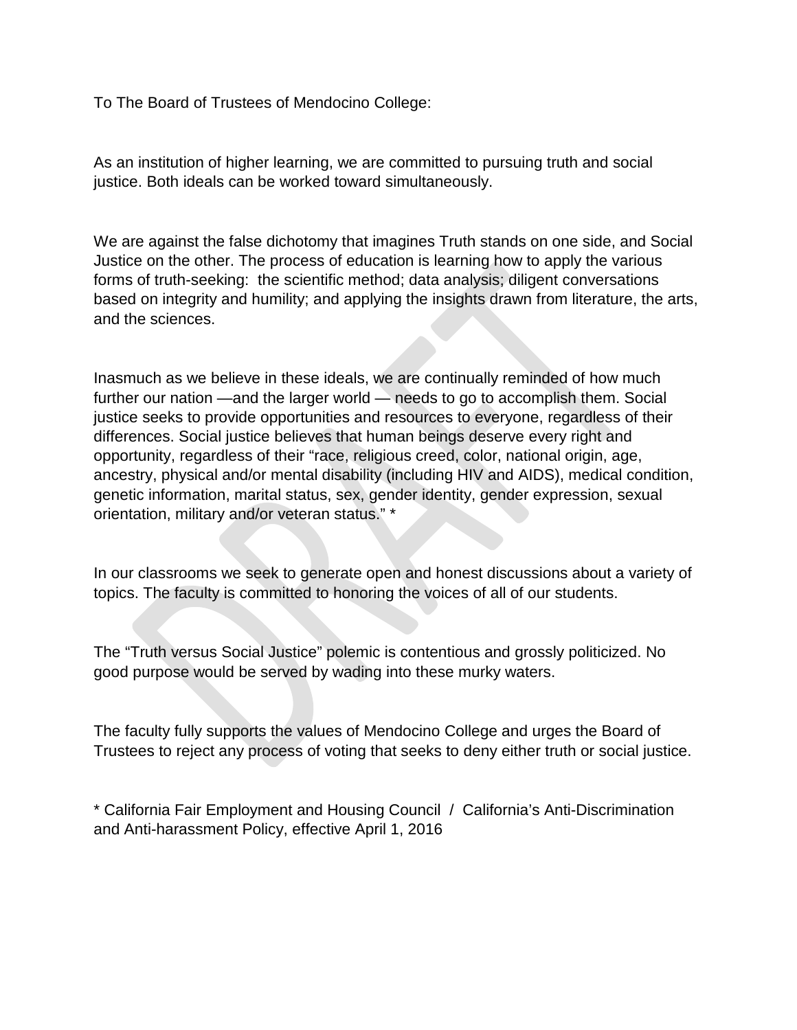To The Board of Trustees of Mendocino College:

As an institution of higher learning, we are committed to pursuing truth and social justice. Both ideals can be worked toward simultaneously.

We are against the false dichotomy that imagines Truth stands on one side, and Social Justice on the other. The process of education is learning how to apply the various forms of truth-seeking: the scientific method; data analysis; diligent conversations based on integrity and humility; and applying the insights drawn from literature, the arts, and the sciences.

Inasmuch as we believe in these ideals, we are continually reminded of how much further our nation —and the larger world — needs to go to accomplish them. Social justice seeks to provide opportunities and resources to everyone, regardless of their differences. Social justice believes that human beings deserve every right and opportunity, regardless of their "race, religious creed, color, national origin, age, ancestry, physical and/or mental disability (including HIV and AIDS), medical condition, genetic information, marital status, sex, gender identity, gender expression, sexual orientation, military and/or veteran status." *

In our classrooms we seek to generate open and honest discussions about a variety of topics. The faculty is committed to honoring the voices of all of our students.

The "Truth versus Social Justice" polemic is contentious and grossly politicized. No good purpose would be served by wading into these murky waters.

The faculty fully supports the values of Mendocino College and urges the Board of Trustees to reject any process of voting that seeks to deny either truth or social justice.

* California Fair Employment and Housing Council / California's Anti-Discrimination and Anti-harassment Policy, effective April 1, 2016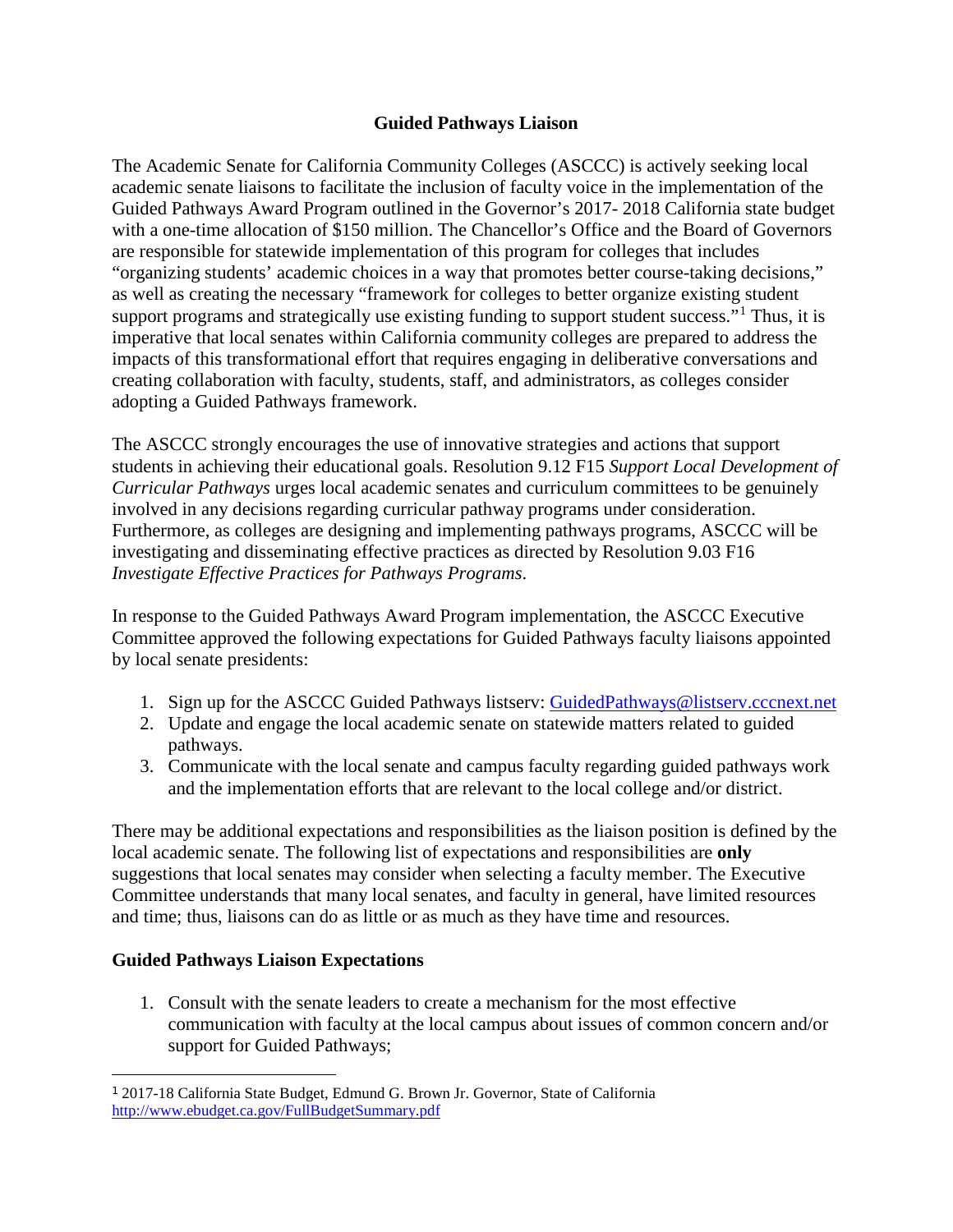## Guided Pathways Liaison

The Academic Senate for California Community Colleges (ASCCC) is actively seeking local academic senate liaisons to facilitate the inclusion of faculty voice in the implementation of the Guided Pathways Award Program outlined in the Governor's 2017- 2018 California state budget with a one-time allocation of $150 million. The Chancellor's Office and the Board of Governors are responsible for statewide implementation of this program for colleges that includes "organizing students' academic choices in a way that promotes better course-taking decisions," as well as creating the necessary "framework for colleges to better organize existing student support programs and strategically use existing funding to support student success."[1] Thus, it is imperative that local senates within California community colleges are prepared to address the impacts of this transformational effort that requires engaging in deliberative conversations and creating collaboration with faculty, students, staff, and administrators, as colleges consider adopting a Guided Pathways framework.

The ASCCC strongly encourages the use of innovative strategies and actions that support students in achieving their educational goals. Resolution 9.12 F15 *Support Local Development of Curricular Pathways* urges local academic senates and curriculum committees to be genuinely involved in any decisions regarding curricular pathway programs under consideration. Furthermore, as colleges are designing and implementing pathways programs, ASCCC will be investigating and disseminating effective practices as directed by Resolution 9.03 F16 *Investigate Effective Practices for Pathways Programs*.

In response to the Guided Pathways Award Program implementation, the ASCCC Executive Committee approved the following expectations for Guided Pathways faculty liaisons appointed by local senate presidents:

1. Sign up for the ASCCC Guided Pathways listserv: GuidedPathways@listserv.cccnext.net
2. Update and engage the local academic senate on statewide matters related to guided pathways.
3. Communicate with the local senate and campus faculty regarding guided pathways work and the implementation efforts that are relevant to the local college and/or district.

There may be additional expectations and responsibilities as the liaison position is defined by the local academic senate. The following list of expectations and responsibilities are **only** suggestions that local senates may consider when selecting a faculty member. The Executive Committee understands that many local senates, and faculty in general, have limited resources and time; thus, liaisons can do as little or as much as they have time and resources.

### Guided Pathways Liaison Expectations

1. Consult with the senate leaders to create a mechanism for the most effective communication with faculty at the local campus about issues of common concern and/or support for Guided Pathways;

---

[1] 2017-18 California State Budget, Edmund G. Brown Jr. Governor, State of California http://www.ebudget.ca.gov/FullBudgetSummary.pdf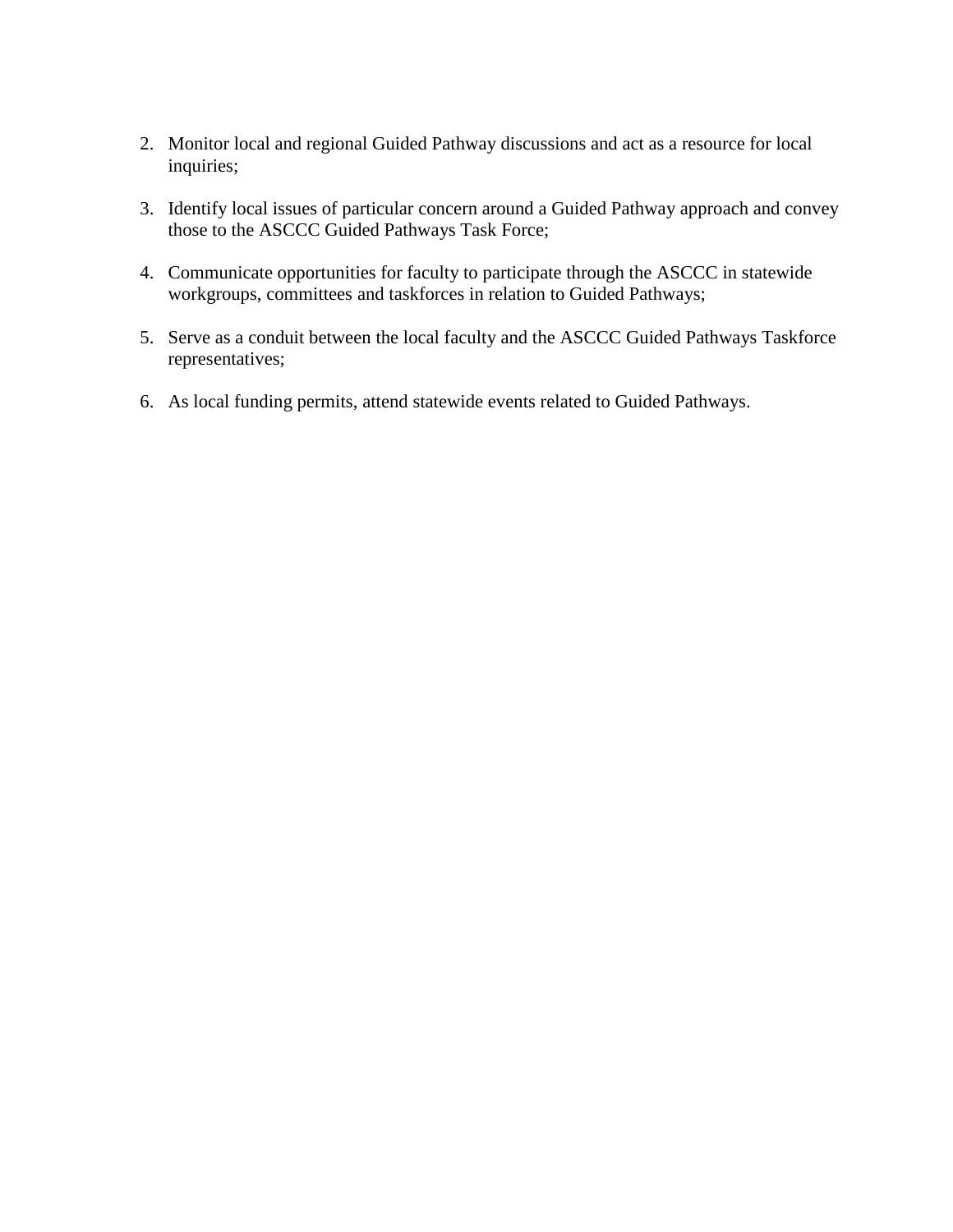2. Monitor local and regional Guided Pathway discussions and act as a resource for local inquiries;

3. Identify local issues of particular concern around a Guided Pathway approach and convey those to the ASCCC Guided Pathways Task Force;

4. Communicate opportunities for faculty to participate through the ASCCC in statewide workgroups, committees and taskforces in relation to Guided Pathways;

5. Serve as a conduit between the local faculty and the ASCCC Guided Pathways Taskforce representatives;

6. As local funding permits, attend statewide events related to Guided Pathways.